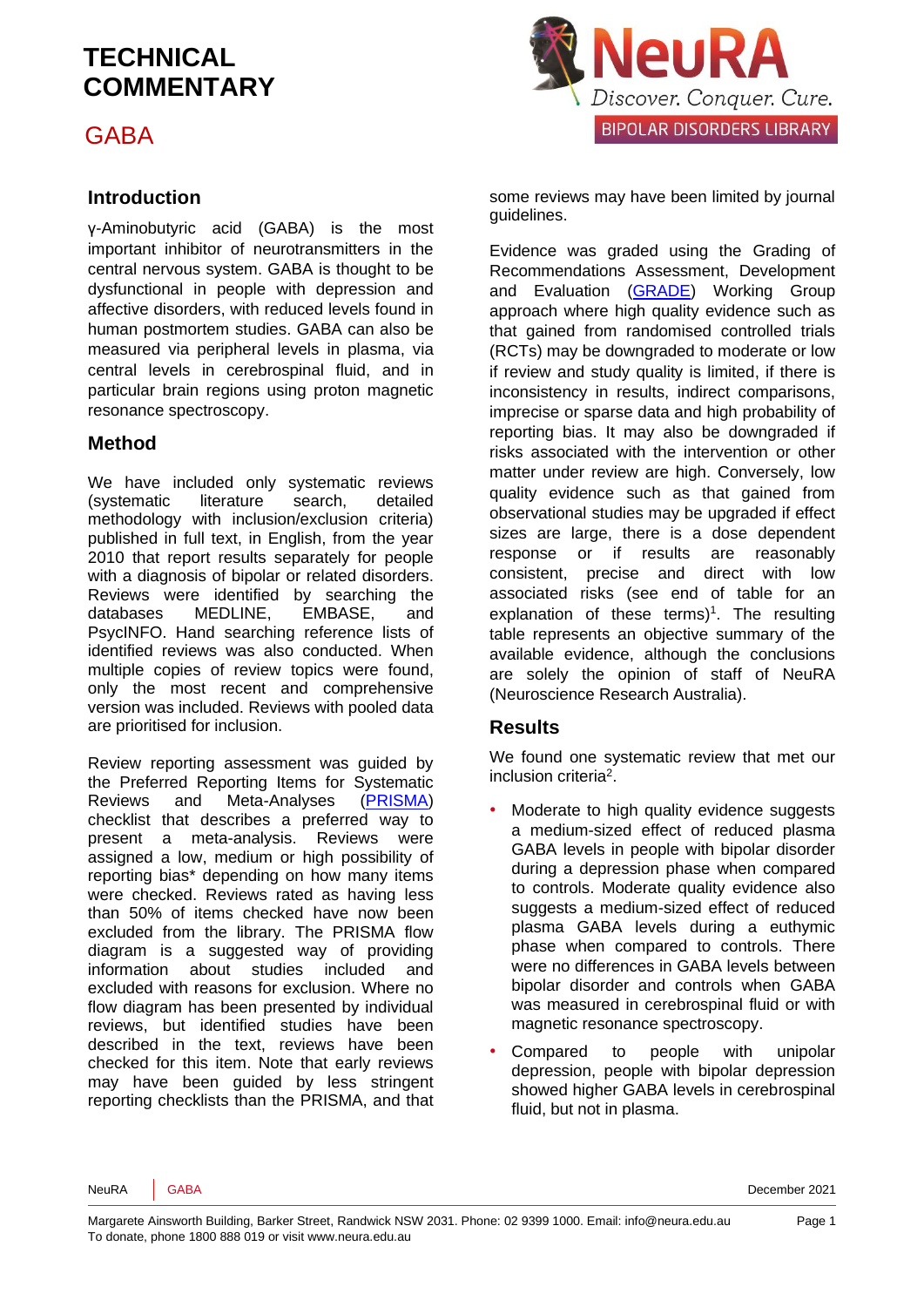# TECHNICAL COMMENTARY

## GABA

### Introduction

γ-Aminobutyric acid (GABA) is the most important inhibitor of neurotransmitters in the central nervous system. GABA is thought to be dysfunctional in people with depression and affective disorders, with reduced levels found in human postmortem studies. GABA can also be measured via peripheral levels in plasma, via central levels in cerebrospinal fluid, and in particular brain regions using proton magnetic resonance spectroscopy.

### Method

We have included only systematic reviews (systematic literature search, detailed methodology with inclusion/exclusion criteria) published in full text, in English, from the year 2010 that report results separately for people with a diagnosis of bipolar or related disorders. Reviews were identified by searching the databases MEDLINE, EMBASE, and PsycINFO. Hand searching reference lists of identified reviews was also conducted. When multiple copies of review topics were found, only the most recent and comprehensive version was included. Reviews with pooled data are prioritised for inclusion.

Review reporting assessment was guided by the Preferred Reporting Items for Systematic Reviews and Meta-Analyses (PRISMA) checklist that describes a preferred way to present a meta-analysis. Reviews were assigned a low, medium or high possibility of reporting bias* depending on how many items were checked. Reviews rated as having less than 50% of items checked have now been excluded from the library. The PRISMA flow diagram is a suggested way of providing information about studies included and excluded with reasons for exclusion. Where no flow diagram has been presented by individual reviews, but identified studies have been described in the text, reviews have been checked for this item. Note that early reviews may have been guided by less stringent reporting checklists than the PRISMA, and that some reviews may have been limited by journal guidelines.

Evidence was graded using the Grading of Recommendations Assessment, Development and Evaluation (GRADE) Working Group approach where high quality evidence such as that gained from randomised controlled trials (RCTs) may be downgraded to moderate or low if review and study quality is limited, if there is inconsistency in results, indirect comparisons, imprecise or sparse data and high probability of reporting bias. It may also be downgraded if risks associated with the intervention or other matter under review are high. Conversely, low quality evidence such as that gained from observational studies may be upgraded if effect sizes are large, there is a dose dependent response or if results are reasonably consistent, precise and direct with low associated risks (see end of table for an explanation of these terms)[1]. The resulting table represents an objective summary of the available evidence, although the conclusions are solely the opinion of staff of NeuRA (Neuroscience Research Australia).

### Results

We found one systematic review that met our inclusion criteria[2].

- Moderate to high quality evidence suggests a medium-sized effect of reduced plasma GABA levels in people with bipolar disorder during a depression phase when compared to controls. Moderate quality evidence also suggests a medium-sized effect of reduced plasma GABA levels during a euthymic phase when compared to controls. There were no differences in GABA levels between bipolar disorder and controls when GABA was measured in cerebrospinal fluid or with magnetic resonance spectroscopy.
- Compared to people with unipolar depression, people with bipolar depression showed higher GABA levels in cerebrospinal fluid, but not in plasma.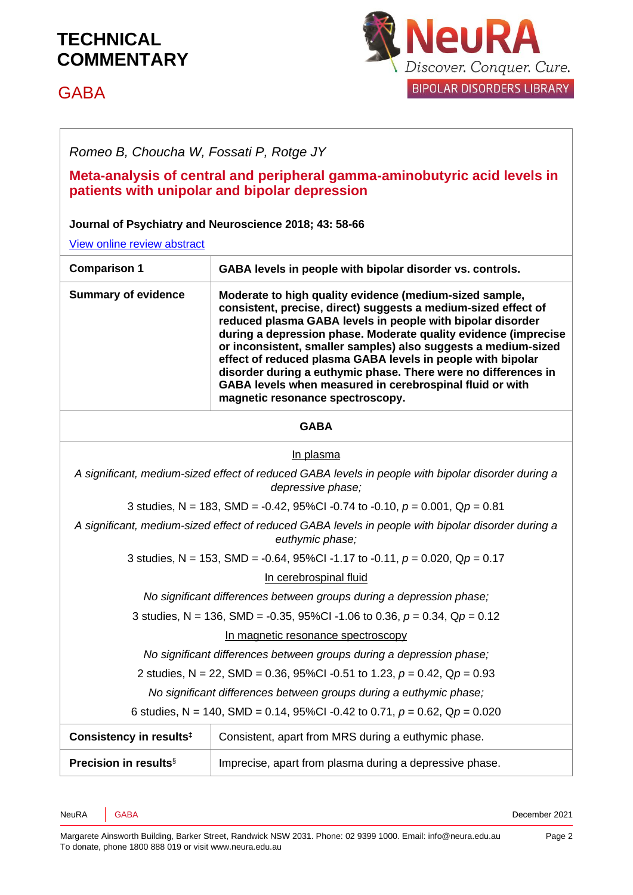# TECHNICAL COMMENTARY

## GABA

*Romeo B, Choucha W, Fossati P, Rotge JY*

**Meta-analysis of central and peripheral gamma-aminobutyric acid levels in patients with unipolar and bipolar depression**

**Journal of Psychiatry and Neuroscience 2018; 43: 58-66**

View online review abstract

| **Comparison 1** | **GABA levels in people with bipolar disorder vs. controls.** |
|---|---|
| **Summary of evidence** | **Moderate to high quality evidence (medium-sized sample, consistent, precise, direct) suggests a medium-sized effect of reduced plasma GABA levels in people with bipolar disorder during a depression phase. Moderate quality evidence (imprecise or inconsistent, smaller samples) also suggests a medium-sized effect of reduced plasma GABA levels in people with bipolar disorder during a euthymic phase. There were no differences in GABA levels when measured in cerebrospinal fluid or with magnetic resonance spectroscopy.** |

**GABA**

In plasma

*A significant, medium-sized effect of reduced GABA levels in people with bipolar disorder during a depressive phase;*

3 studies, N = 183, SMD = -0.42, 95%CI -0.74 to -0.10, $p$ = 0.001, Q$p$ = 0.81

*A significant, medium-sized effect of reduced GABA levels in people with bipolar disorder during a euthymic phase;*

3 studies, N = 153, SMD = -0.64, 95%CI -1.17 to -0.11, $p$ = 0.020, Q$p$ = 0.17

In cerebrospinal fluid

*No significant differences between groups during a depression phase;*

3 studies, N = 136, SMD = -0.35, 95%CI -1.06 to 0.36, $p$ = 0.34, Q$p$ = 0.12

In magnetic resonance spectroscopy

*No significant differences between groups during a depression phase;*

2 studies, N = 22, SMD = 0.36, 95%CI -0.51 to 1.23, $p$ = 0.42, Q$p$ = 0.93

*No significant differences between groups during a euthymic phase;*

6 studies, N = 140, SMD = 0.14, 95%CI -0.42 to 0.71, $p$ = 0.62, Q$p$ = 0.020

| **Consistency in results**[‡] | Consistent, apart from MRS during a euthymic phase. |
|---|---|
| **Precision in results**[§] | Imprecise, apart from plasma during a depressive phase. |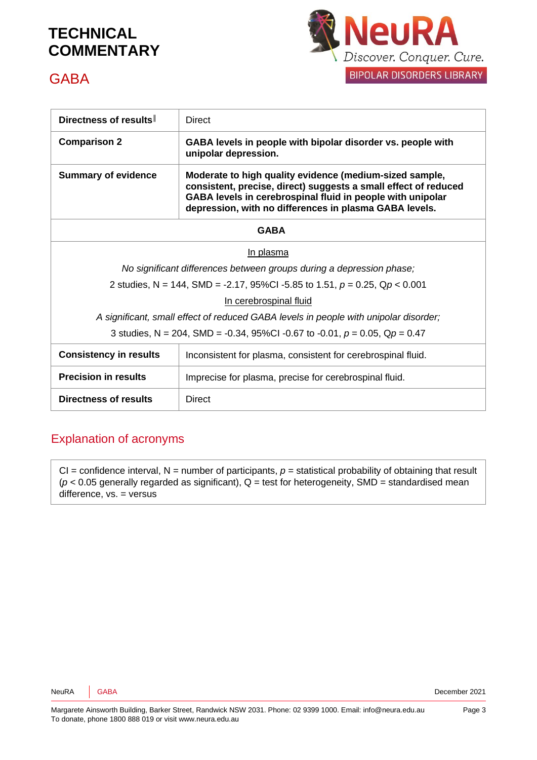| | |
|---|---|
| **Directness of results**‖ | Direct |
| **Comparison 2** | **GABA levels in people with bipolar disorder vs. people with unipolar depression.** |
| **Summary of evidence** | **Moderate to high quality evidence (medium-sized sample, consistent, precise, direct) suggests a small effect of reduced GABA levels in cerebrospinal fluid in people with unipolar depression, with no differences in plasma GABA levels.** |
| **GABA** | |
| In plasma<br>*No significant differences between groups during a depression phase;*<br>2 studies, N = 144, SMD = -2.17, 95%CI -5.85 to 1.51, $p = 0.25$, Q$p < 0.001$<br>In cerebrospinal fluid<br>*A significant, small effect of reduced GABA levels in people with unipolar disorder;*<br>3 studies, N = 204, SMD = -0.34, 95%CI -0.67 to -0.01, $p = 0.05$, Q$p = 0.47$ | |
| **Consistency in results** | Inconsistent for plasma, consistent for cerebrospinal fluid. |
| **Precision in results** | Imprecise for plasma, precise for cerebrospinal fluid. |
| **Directness of results** | Direct |

## Explanation of acronyms

CI = confidence interval, N = number of participants, $p$ = statistical probability of obtaining that result ($p < 0.05$ generally regarded as significant), Q = test for heterogeneity, SMD = standardised mean difference, vs. = versus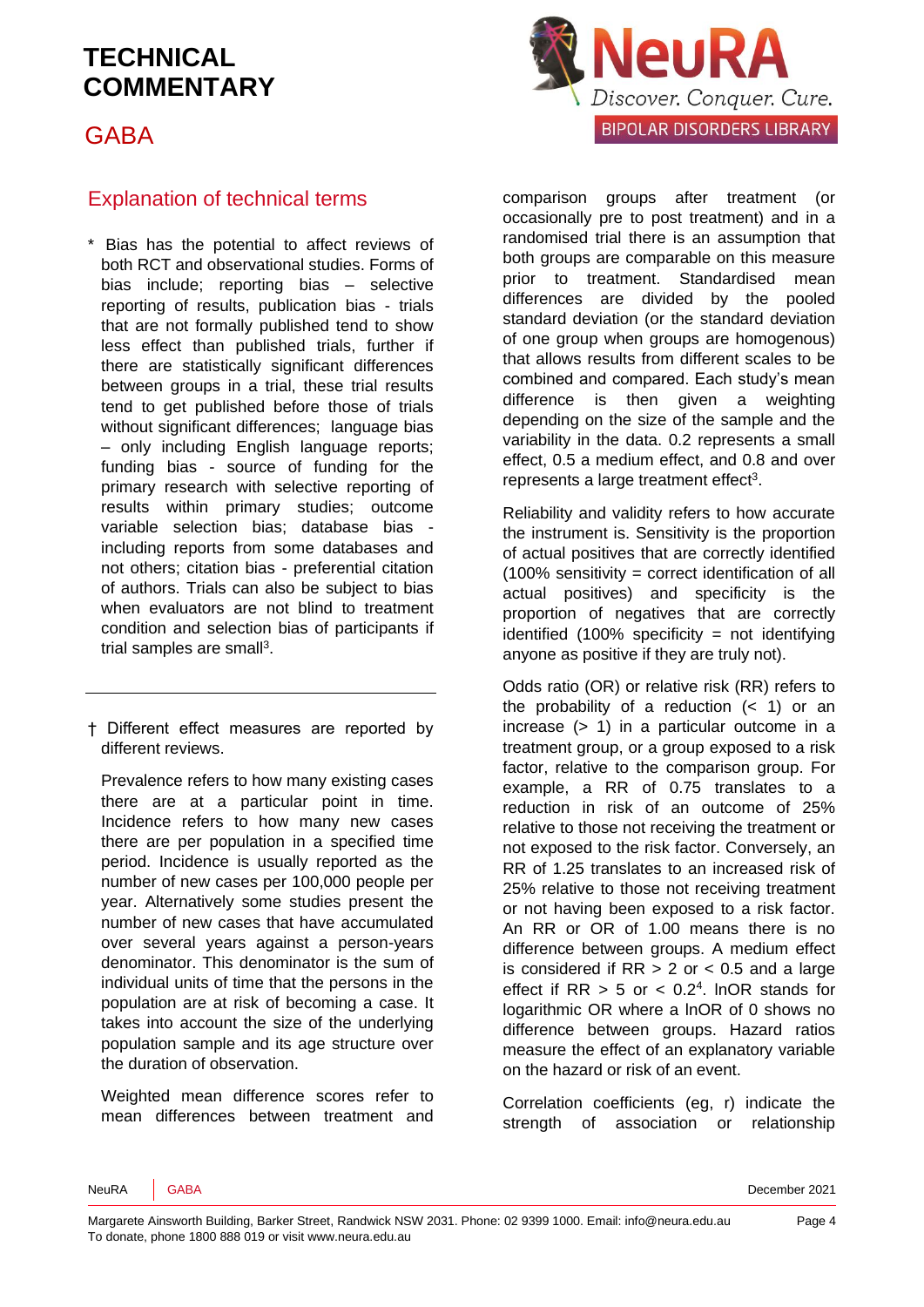# TECHNICAL COMMENTARY

## GABA

## Explanation of technical terms

\* Bias has the potential to affect reviews of both RCT and observational studies. Forms of bias include; reporting bias – selective reporting of results, publication bias - trials that are not formally published tend to show less effect than published trials, further if there are statistically significant differences between groups in a trial, these trial results tend to get published before those of trials without significant differences; language bias – only including English language reports; funding bias - source of funding for the primary research with selective reporting of results within primary studies; outcome variable selection bias; database bias - including reports from some databases and not others; citation bias - preferential citation of authors. Trials can also be subject to bias when evaluators are not blind to treatment condition and selection bias of participants if trial samples are small[3].

† Different effect measures are reported by different reviews.

Prevalence refers to how many existing cases there are at a particular point in time. Incidence refers to how many new cases there are per population in a specified time period. Incidence is usually reported as the number of new cases per 100,000 people per year. Alternatively some studies present the number of new cases that have accumulated over several years against a person-years denominator. This denominator is the sum of individual units of time that the persons in the population are at risk of becoming a case. It takes into account the size of the underlying population sample and its age structure over the duration of observation.

Weighted mean difference scores refer to mean differences between treatment and comparison groups after treatment (or occasionally pre to post treatment) and in a randomised trial there is an assumption that both groups are comparable on this measure prior to treatment. Standardised mean differences are divided by the pooled standard deviation (or the standard deviation of one group when groups are homogenous) that allows results from different scales to be combined and compared. Each study's mean difference is then given a weighting depending on the size of the sample and the variability in the data. 0.2 represents a small effect, 0.5 a medium effect, and 0.8 and over represents a large treatment effect[3].

Reliability and validity refers to how accurate the instrument is. Sensitivity is the proportion of actual positives that are correctly identified (100% sensitivity = correct identification of all actual positives) and specificity is the proportion of negatives that are correctly identified (100% specificity = not identifying anyone as positive if they are truly not).

Odds ratio (OR) or relative risk (RR) refers to the probability of a reduction (< 1) or an increase (> 1) in a particular outcome in a treatment group, or a group exposed to a risk factor, relative to the comparison group. For example, a RR of 0.75 translates to a reduction in risk of an outcome of 25% relative to those not receiving the treatment or not exposed to the risk factor. Conversely, an RR of 1.25 translates to an increased risk of 25% relative to those not receiving treatment or not having been exposed to a risk factor. An RR or OR of 1.00 means there is no difference between groups. A medium effect is considered if RR > 2 or < 0.5 and a large effect if RR > 5 or < 0.2[4]. lnOR stands for logarithmic OR where a lnOR of 0 shows no difference between groups. Hazard ratios measure the effect of an explanatory variable on the hazard or risk of an event.

Correlation coefficients (eg, r) indicate the strength of association or relationship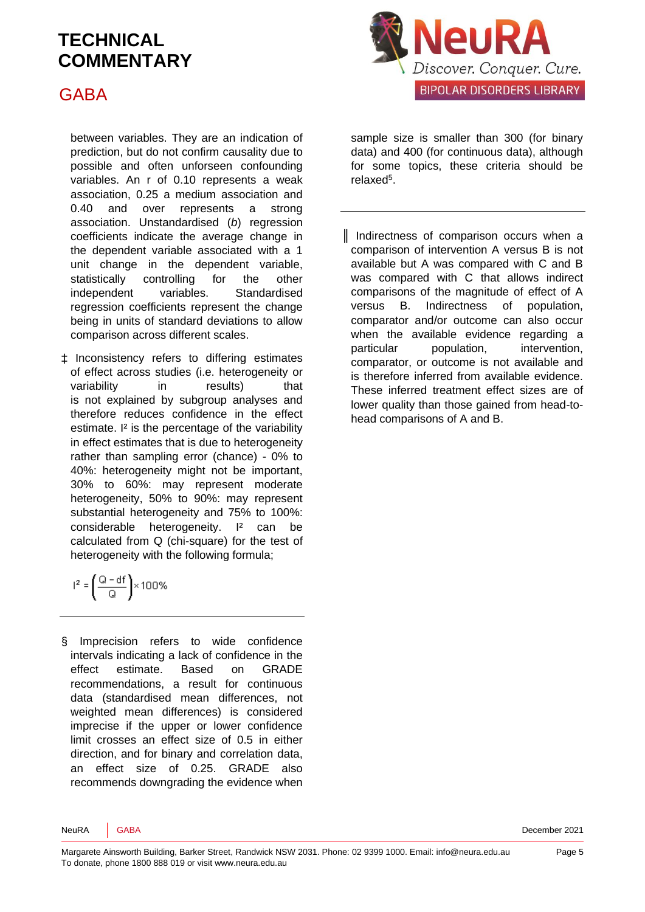between variables. They are an indication of prediction, but do not confirm causality due to possible and often unforseen confounding variables. An r of 0.10 represents a weak association, 0.25 a medium association and 0.40 and over represents a strong association. Unstandardised (*b*) regression coefficients indicate the average change in the dependent variable associated with a 1 unit change in the dependent variable, statistically controlling for the other independent variables. Standardised regression coefficients represent the change being in units of standard deviations to allow comparison across different scales.

‡ Inconsistency refers to differing estimates of effect across studies (i.e. heterogeneity or variability in results) that is not explained by subgroup analyses and therefore reduces confidence in the effect estimate. $I^2$ is the percentage of the variability in effect estimates that is due to heterogeneity rather than sampling error (chance) - 0% to 40%: heterogeneity might not be important, 30% to 60%: may represent moderate heterogeneity, 50% to 90%: may represent substantial heterogeneity and 75% to 100%: considerable heterogeneity. $I^2$ can be calculated from Q (chi-square) for the test of heterogeneity with the following formula;

$$I^2 = \left(\frac{Q - df}{Q}\right) \times 100\%$$

---

§ Imprecision refers to wide confidence intervals indicating a lack of confidence in the effect estimate. Based on GRADE recommendations, a result for continuous data (standardised mean differences, not weighted mean differences) is considered imprecise if the upper or lower confidence limit crosses an effect size of 0.5 in either direction, and for binary and correlation data, an effect size of 0.25. GRADE also recommends downgrading the evidence when sample size is smaller than 300 (for binary data) and 400 (for continuous data), although for some topics, these criteria should be relaxed[5].

---

‖ Indirectness of comparison occurs when a comparison of intervention A versus B is not available but A was compared with C and B was compared with C that allows indirect comparisons of the magnitude of effect of A versus B. Indirectness of population, comparator and/or outcome can also occur when the available evidence regarding a particular population, intervention, comparator, or outcome is not available and is therefore inferred from available evidence. These inferred treatment effect sizes are of lower quality than those gained from head-to-head comparisons of A and B.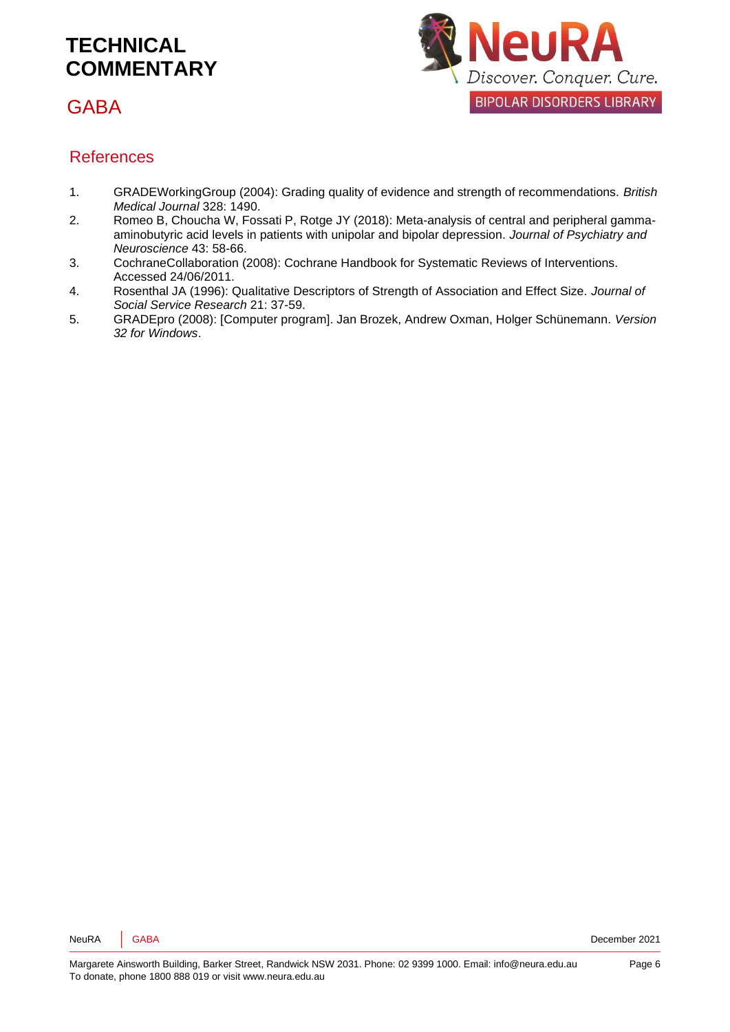# TECHNICAL COMMENTARY

## GABA

## References

1. GRADEWorkingGroup (2004): Grading quality of evidence and strength of recommendations. *British Medical Journal* 328: 1490.
2. Romeo B, Choucha W, Fossati P, Rotge JY (2018): Meta-analysis of central and peripheral gamma-aminobutyric acid levels in patients with unipolar and bipolar depression. *Journal of Psychiatry and Neuroscience* 43: 58-66.
3. CochraneCollaboration (2008): Cochrane Handbook for Systematic Reviews of Interventions. Accessed 24/06/2011.
4. Rosenthal JA (1996): Qualitative Descriptors of Strength of Association and Effect Size. *Journal of Social Service Research* 21: 37-59.
5. GRADEpro (2008): [Computer program]. Jan Brozek, Andrew Oxman, Holger Schünemann. *Version 32 for Windows*.